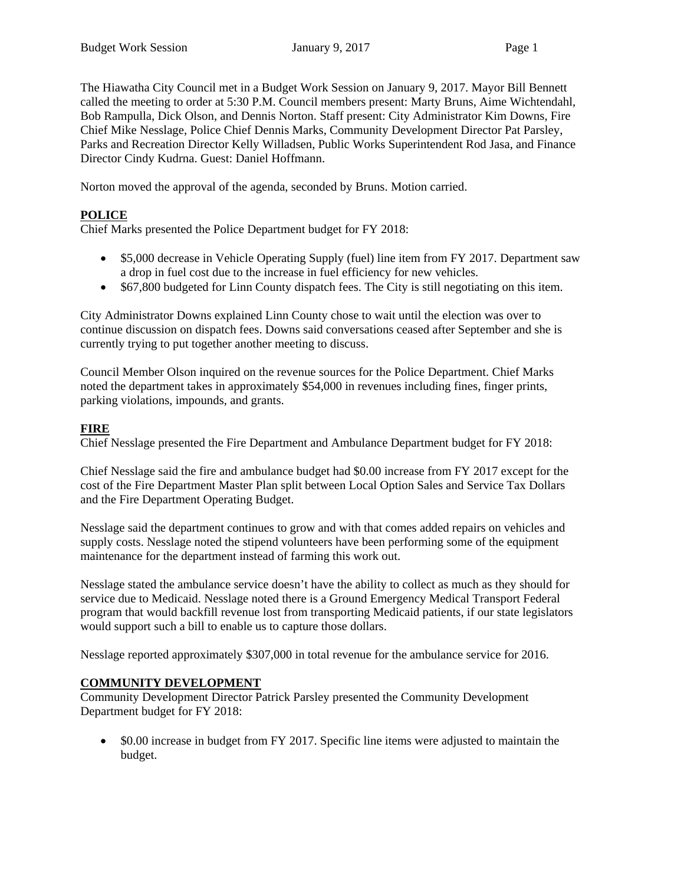The Hiawatha City Council met in a Budget Work Session on January 9, 2017. Mayor Bill Bennett called the meeting to order at 5:30 P.M. Council members present: Marty Bruns, Aime Wichtendahl, Bob Rampulla, Dick Olson, and Dennis Norton. Staff present: City Administrator Kim Downs, Fire Chief Mike Nesslage, Police Chief Dennis Marks, Community Development Director Pat Parsley, Parks and Recreation Director Kelly Willadsen, Public Works Superintendent Rod Jasa, and Finance Director Cindy Kudrna. Guest: Daniel Hoffmann.

Norton moved the approval of the agenda, seconded by Bruns. Motion carried.

**POLICE**

Chief Marks presented the Police Department budget for FY 2018:

- $5,000 decrease in Vehicle Operating Supply (fuel) line item from FY 2017. Department saw a drop in fuel cost due to the increase in fuel efficiency for new vehicles.
- $67,800 budgeted for Linn County dispatch fees. The City is still negotiating on this item.

City Administrator Downs explained Linn County chose to wait until the election was over to continue discussion on dispatch fees. Downs said conversations ceased after September and she is currently trying to put together another meeting to discuss.

Council Member Olson inquired on the revenue sources for the Police Department. Chief Marks noted the department takes in approximately $54,000 in revenues including fines, finger prints, parking violations, impounds, and grants.

**FIRE**

Chief Nesslage presented the Fire Department and Ambulance Department budget for FY 2018:

Chief Nesslage said the fire and ambulance budget had $0.00 increase from FY 2017 except for the cost of the Fire Department Master Plan split between Local Option Sales and Service Tax Dollars and the Fire Department Operating Budget.

Nesslage said the department continues to grow and with that comes added repairs on vehicles and supply costs. Nesslage noted the stipend volunteers have been performing some of the equipment maintenance for the department instead of farming this work out.

Nesslage stated the ambulance service doesn't have the ability to collect as much as they should for service due to Medicaid. Nesslage noted there is a Ground Emergency Medical Transport Federal program that would backfill revenue lost from transporting Medicaid patients, if our state legislators would support such a bill to enable us to capture those dollars.

Nesslage reported approximately $307,000 in total revenue for the ambulance service for 2016.

**COMMUNITY DEVELOPMENT**

Community Development Director Patrick Parsley presented the Community Development Department budget for FY 2018:

- $0.00 increase in budget from FY 2017. Specific line items were adjusted to maintain the budget.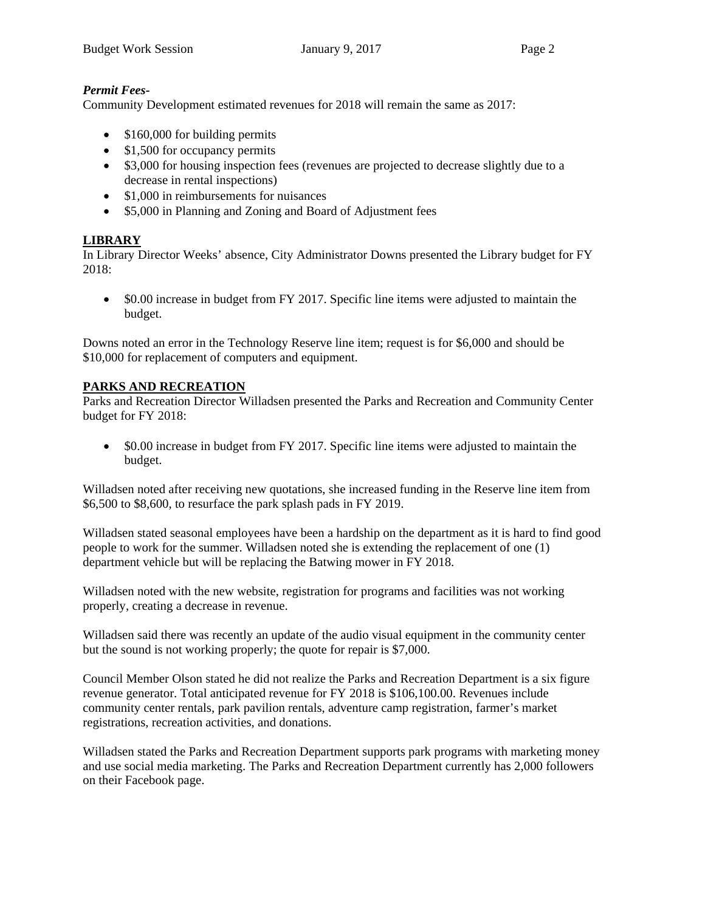***Permit Fees-***

Community Development estimated revenues for 2018 will remain the same as 2017:

- $160,000 for building permits
- $1,500 for occupancy permits
- $3,000 for housing inspection fees (revenues are projected to decrease slightly due to a decrease in rental inspections)
- $1,000 in reimbursements for nuisances
- $5,000 in Planning and Zoning and Board of Adjustment fees

## LIBRARY

In Library Director Weeks' absence, City Administrator Downs presented the Library budget for FY 2018:

- $0.00 increase in budget from FY 2017. Specific line items were adjusted to maintain the budget.

Downs noted an error in the Technology Reserve line item; request is for $6,000 and should be $10,000 for replacement of computers and equipment.

## PARKS AND RECREATION

Parks and Recreation Director Willadsen presented the Parks and Recreation and Community Center budget for FY 2018:

- $0.00 increase in budget from FY 2017. Specific line items were adjusted to maintain the budget.

Willadsen noted after receiving new quotations, she increased funding in the Reserve line item from $6,500 to $8,600, to resurface the park splash pads in FY 2019.

Willadsen stated seasonal employees have been a hardship on the department as it is hard to find good people to work for the summer. Willadsen noted she is extending the replacement of one (1) department vehicle but will be replacing the Batwing mower in FY 2018.

Willadsen noted with the new website, registration for programs and facilities was not working properly, creating a decrease in revenue.

Willadsen said there was recently an update of the audio visual equipment in the community center but the sound is not working properly; the quote for repair is $7,000.

Council Member Olson stated he did not realize the Parks and Recreation Department is a six figure revenue generator. Total anticipated revenue for FY 2018 is $106,100.00. Revenues include community center rentals, park pavilion rentals, adventure camp registration, farmer's market registrations, recreation activities, and donations.

Willadsen stated the Parks and Recreation Department supports park programs with marketing money and use social media marketing. The Parks and Recreation Department currently has 2,000 followers on their Facebook page.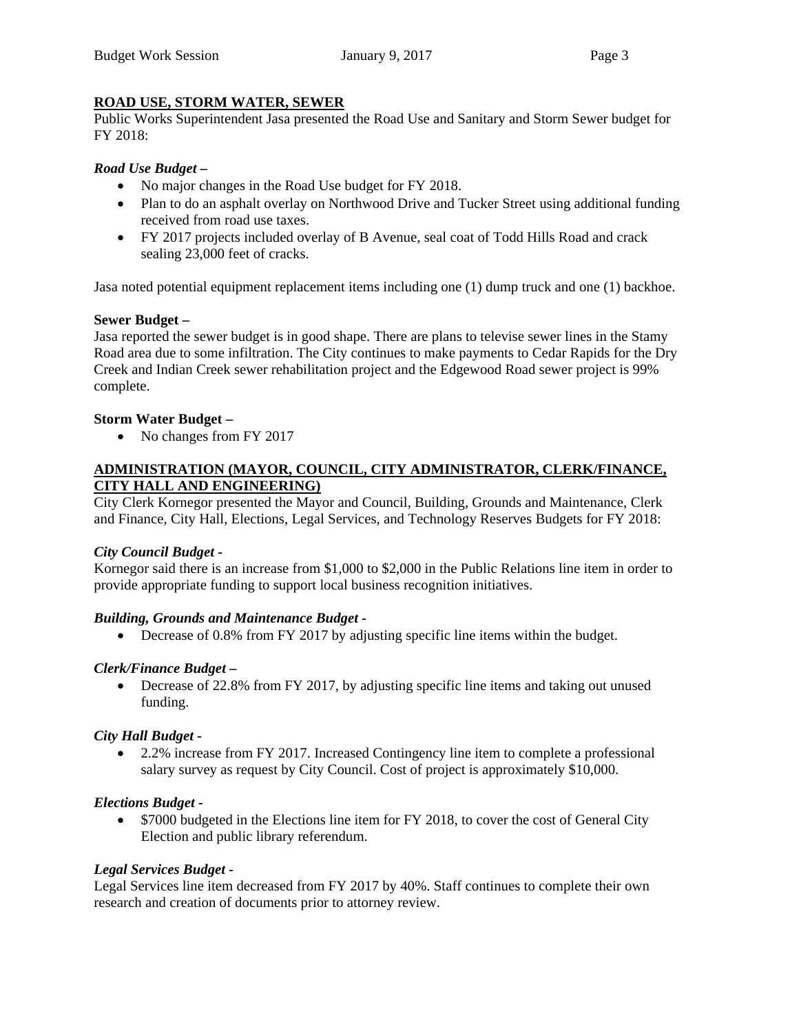## ROAD USE, STORM WATER, SEWER

Public Works Superintendent Jasa presented the Road Use and Sanitary and Storm Sewer budget for FY 2018:

### *Road Use Budget –*

- No major changes in the Road Use budget for FY 2018.
- Plan to do an asphalt overlay on Northwood Drive and Tucker Street using additional funding received from road use taxes.
- FY 2017 projects included overlay of B Avenue, seal coat of Todd Hills Road and crack sealing 23,000 feet of cracks.

Jasa noted potential equipment replacement items including one (1) dump truck and one (1) backhoe.

### **Sewer Budget –**

Jasa reported the sewer budget is in good shape. There are plans to televise sewer lines in the Stamy Road area due to some infiltration. The City continues to make payments to Cedar Rapids for the Dry Creek and Indian Creek sewer rehabilitation project and the Edgewood Road sewer project is 99% complete.

### **Storm Water Budget –**

- No changes from FY 2017

## ADMINISTRATION (MAYOR, COUNCIL, CITY ADMINISTRATOR, CLERK/FINANCE, CITY HALL AND ENGINEERING)

City Clerk Kornegor presented the Mayor and Council, Building, Grounds and Maintenance, Clerk and Finance, City Hall, Elections, Legal Services, and Technology Reserves Budgets for FY 2018:

### *City Council Budget -*

Kornegor said there is an increase from $1,000 to $2,000 in the Public Relations line item in order to provide appropriate funding to support local business recognition initiatives.

### *Building, Grounds and Maintenance Budget -*

- Decrease of 0.8% from FY 2017 by adjusting specific line items within the budget.

### *Clerk/Finance Budget –*

- Decrease of 22.8% from FY 2017, by adjusting specific line items and taking out unused funding.

### *City Hall Budget -*

- 2.2% increase from FY 2017. Increased Contingency line item to complete a professional salary survey as request by City Council. Cost of project is approximately $10,000.

### *Elections Budget -*

- $7000 budgeted in the Elections line item for FY 2018, to cover the cost of General City Election and public library referendum.

### *Legal Services Budget -*

Legal Services line item decreased from FY 2017 by 40%. Staff continues to complete their own research and creation of documents prior to attorney review.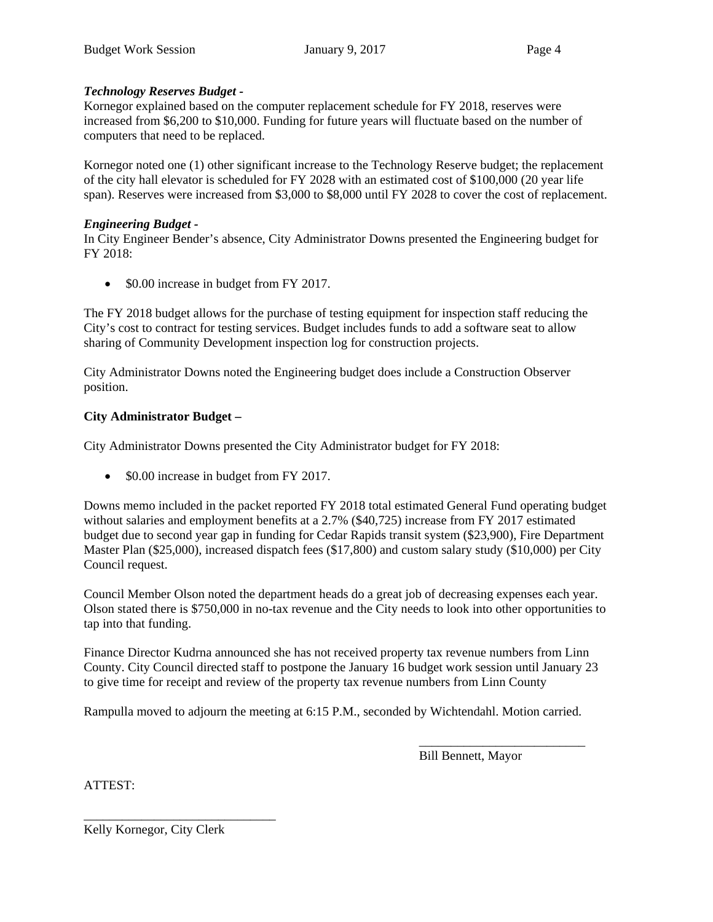***Technology Reserves Budget -***
Kornegor explained based on the computer replacement schedule for FY 2018, reserves were increased from $6,200 to $10,000. Funding for future years will fluctuate based on the number of computers that need to be replaced.

Kornegor noted one (1) other significant increase to the Technology Reserve budget; the replacement of the city hall elevator is scheduled for FY 2028 with an estimated cost of $100,000 (20 year life span). Reserves were increased from $3,000 to $8,000 until FY 2028 to cover the cost of replacement.

***Engineering Budget -***
In City Engineer Bender's absence, City Administrator Downs presented the Engineering budget for FY 2018:

- $0.00 increase in budget from FY 2017.

The FY 2018 budget allows for the purchase of testing equipment for inspection staff reducing the City's cost to contract for testing services. Budget includes funds to add a software seat to allow sharing of Community Development inspection log for construction projects.

City Administrator Downs noted the Engineering budget does include a Construction Observer position.

**City Administrator Budget –**

City Administrator Downs presented the City Administrator budget for FY 2018:

- $0.00 increase in budget from FY 2017.

Downs memo included in the packet reported FY 2018 total estimated General Fund operating budget without salaries and employment benefits at a 2.7% ($40,725) increase from FY 2017 estimated budget due to second year gap in funding for Cedar Rapids transit system ($23,900), Fire Department Master Plan ($25,000), increased dispatch fees ($17,800) and custom salary study ($10,000) per City Council request.

Council Member Olson noted the department heads do a great job of decreasing expenses each year. Olson stated there is $750,000 in no-tax revenue and the City needs to look into other opportunities to tap into that funding.

Finance Director Kudrna announced she has not received property tax revenue numbers from Linn County. City Council directed staff to postpone the January 16 budget work session until January 23 to give time for receipt and review of the property tax revenue numbers from Linn County

Rampulla moved to adjourn the meeting at 6:15 P.M., seconded by Wichtendahl. Motion carried.

___________________________
Bill Bennett, Mayor

ATTEST:

_______________________________
Kelly Kornegor, City Clerk